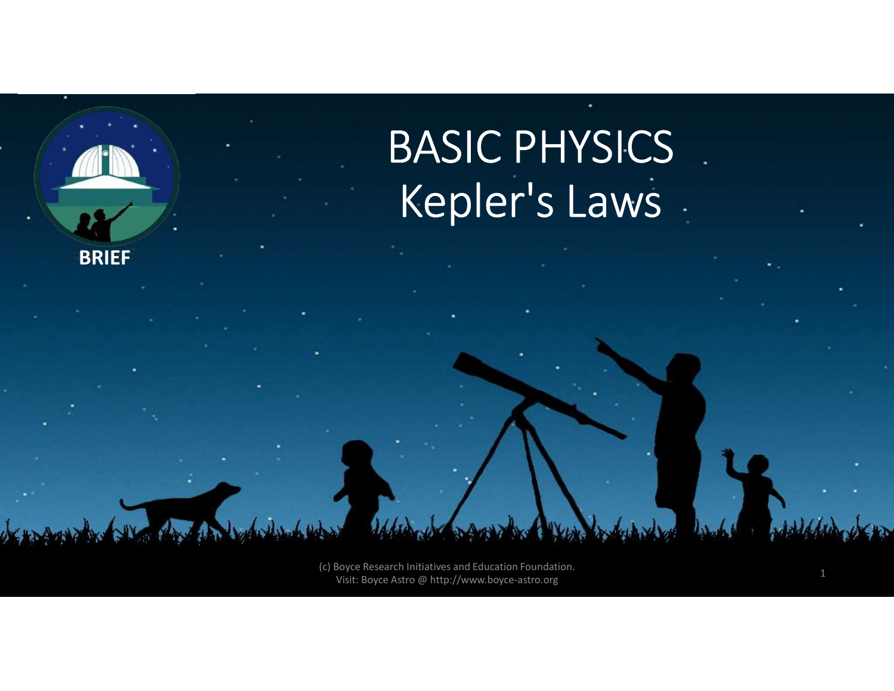# BASIC PHYSICS
# Kepler's Laws

BRIEF

(c) Boyce Research Initiatives and Education Foundation.
Visit: Boyce Astro @ http://www.boyce-astro.org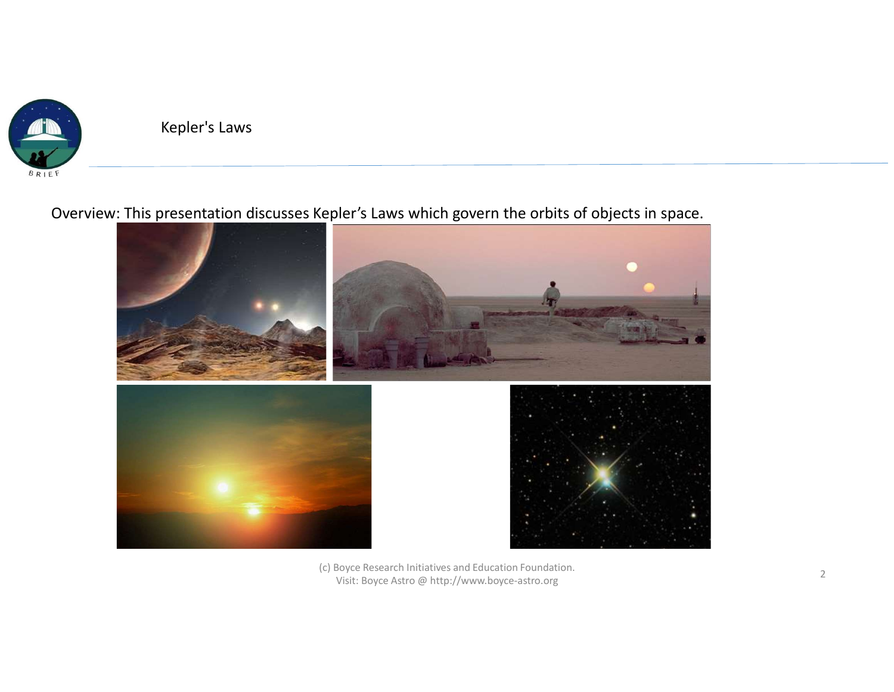Kepler's Laws

Overview: This presentation discusses Kepler's Laws which govern the orbits of objects in space.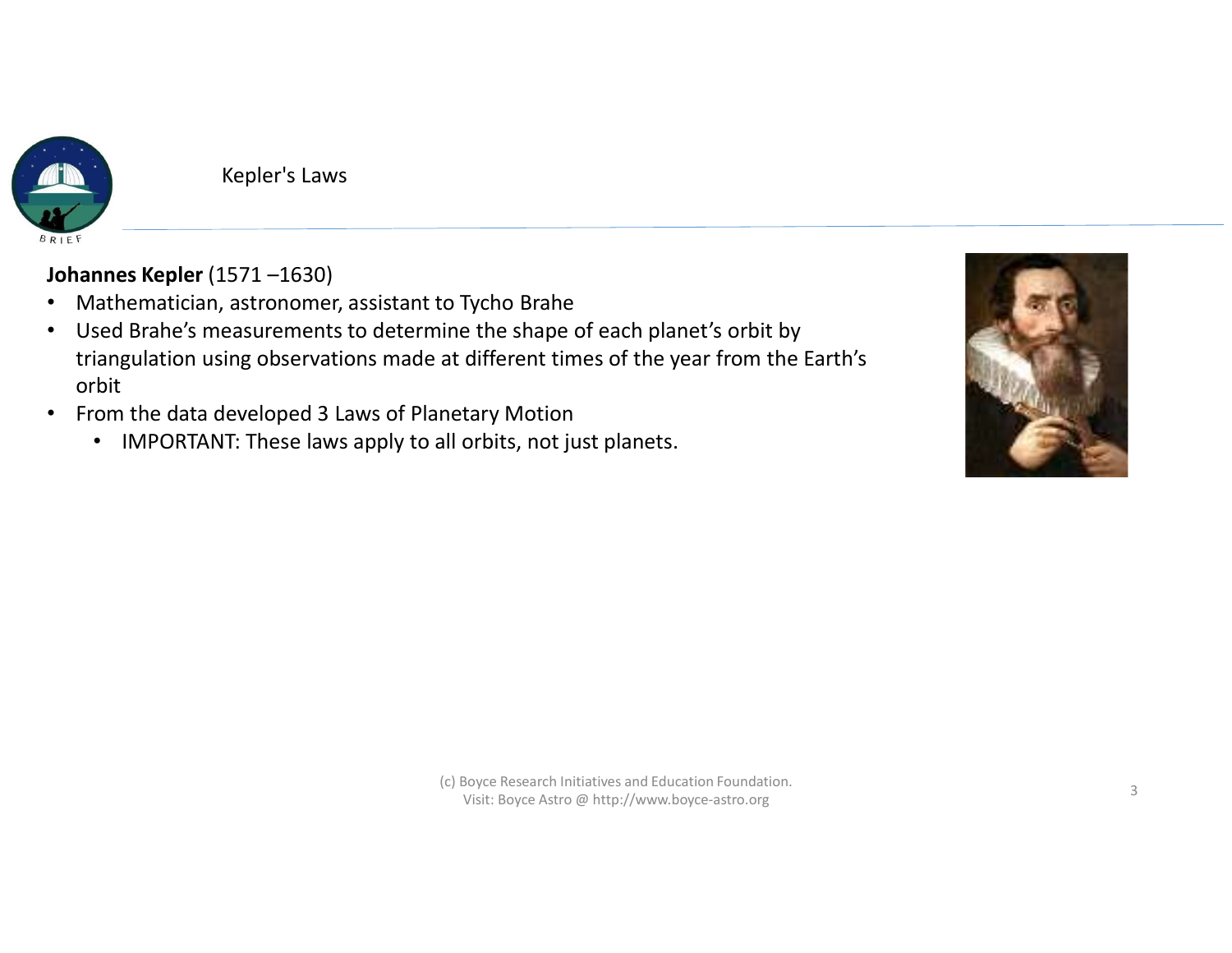# Kepler's Laws

**Johannes Kepler** (1571 –1630)

- Mathematician, astronomer, assistant to Tycho Brahe
- Used Brahe's measurements to determine the shape of each planet's orbit by triangulation using observations made at different times of the year from the Earth's orbit
- From the data developed 3 Laws of Planetary Motion
  - IMPORTANT: These laws apply to all orbits, not just planets.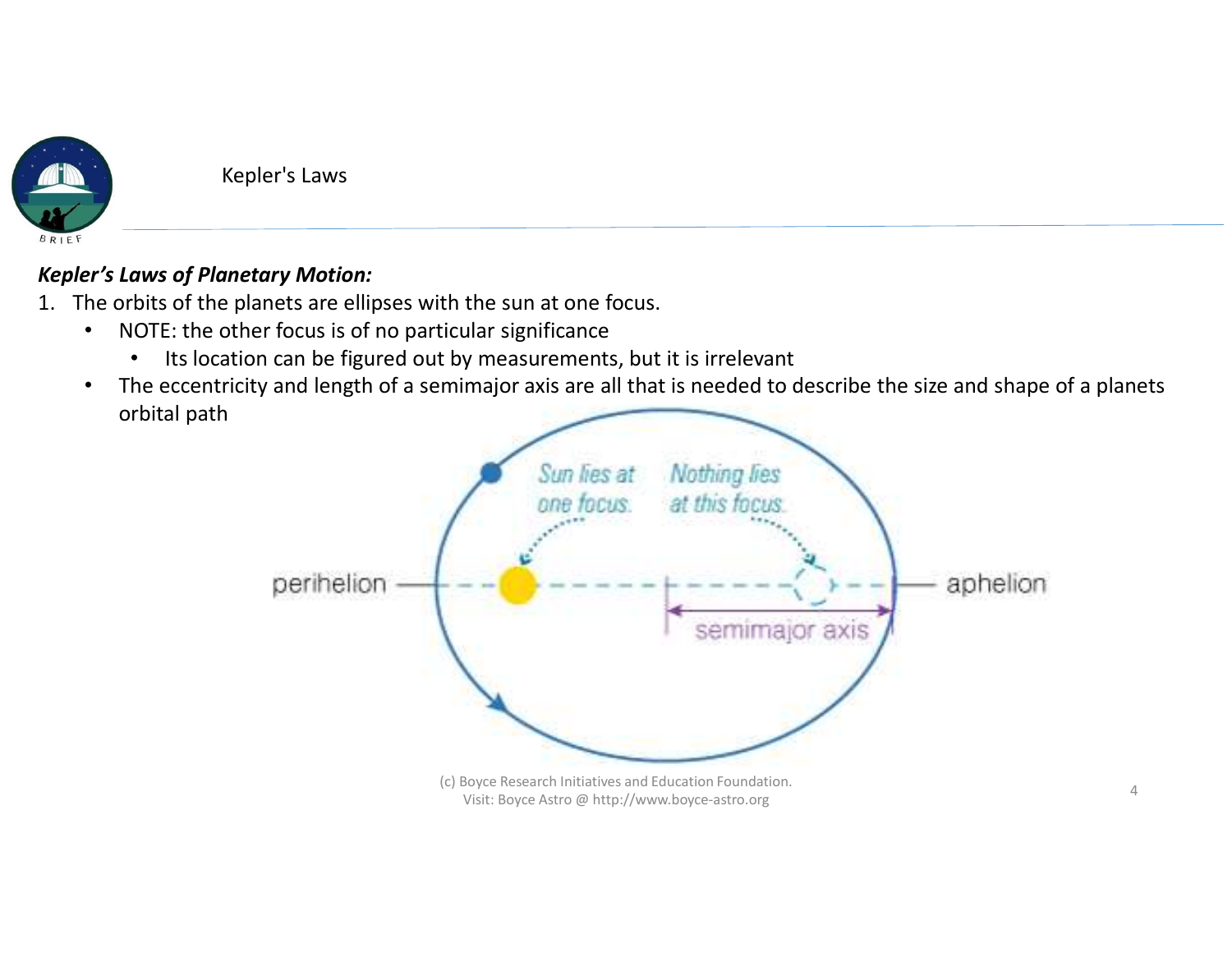# Kepler's Laws

***Kepler's Laws of Planetary Motion:***

1. The orbits of the planets are ellipses with the sun at one focus.
   - NOTE: the other focus is of no particular significance
     - Its location can be figured out by measurements, but it is irrelevant
   - The eccentricity and length of a semimajor axis are all that is needed to describe the size and shape of a planets orbital path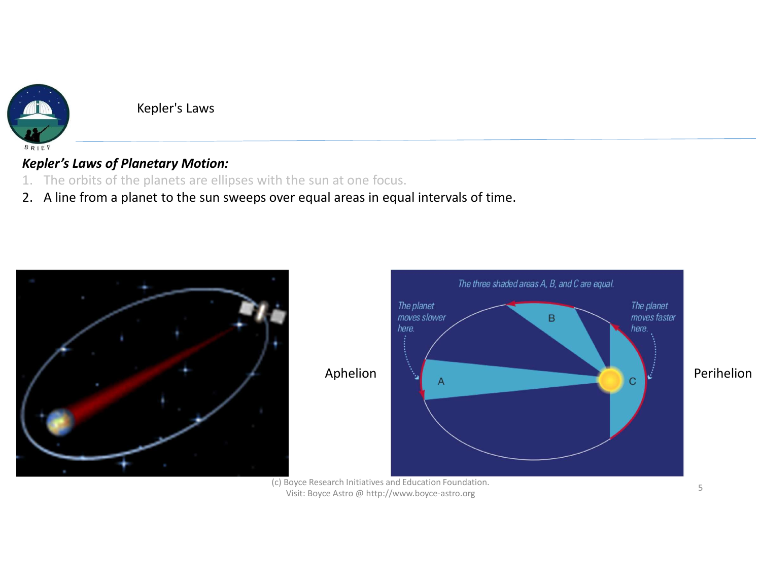Kepler's Laws

***Kepler's Laws of Planetary Motion:***

1. The orbits of the planets are ellipses with the sun at one focus.
2. A line from a planet to the sun sweeps over equal areas in equal intervals of time.

Aphelion

The three shaded areas A, B, and C are equal.

The planet moves slower here.

The planet moves faster here.

Perihelion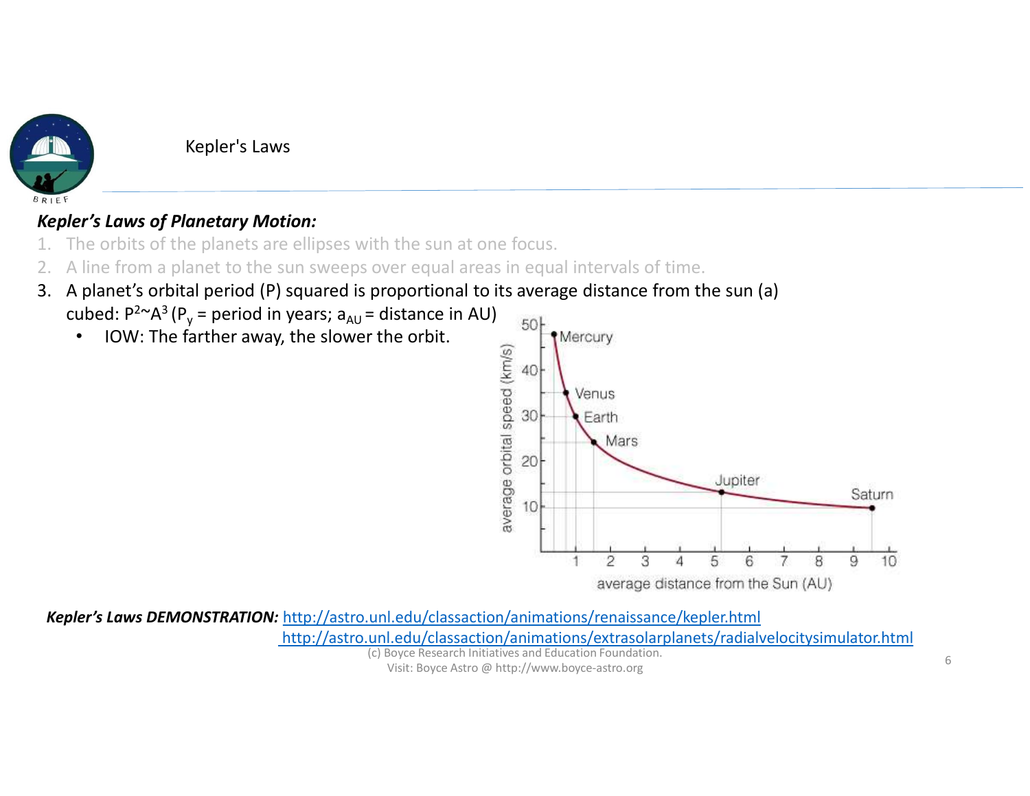# Kepler's Laws

***Kepler's Laws of Planetary Motion:***

1. The orbits of the planets are ellipses with the sun at one focus.
2. A line from a planet to the sun sweeps over equal areas in equal intervals of time.
3. A planet's orbital period (P) squared is proportional to its average distance from the sun (a) cubed: $P^2 \sim A^3$ ($P_y$ = period in years; $a_{AU}$ = distance in AU)
   - IOW: The farther away, the slower the orbit.

***Kepler's Laws DEMONSTRATION:*** http://astro.unl.edu/classaction/animations/renaissance/kepler.html
http://astro.unl.edu/classaction/animations/extrasolarplanets/radialvelocitysimulator.html

(c) Boyce Research Initiatives and Education Foundation.
Visit: Boyce Astro @ http://www.boyce-astro.org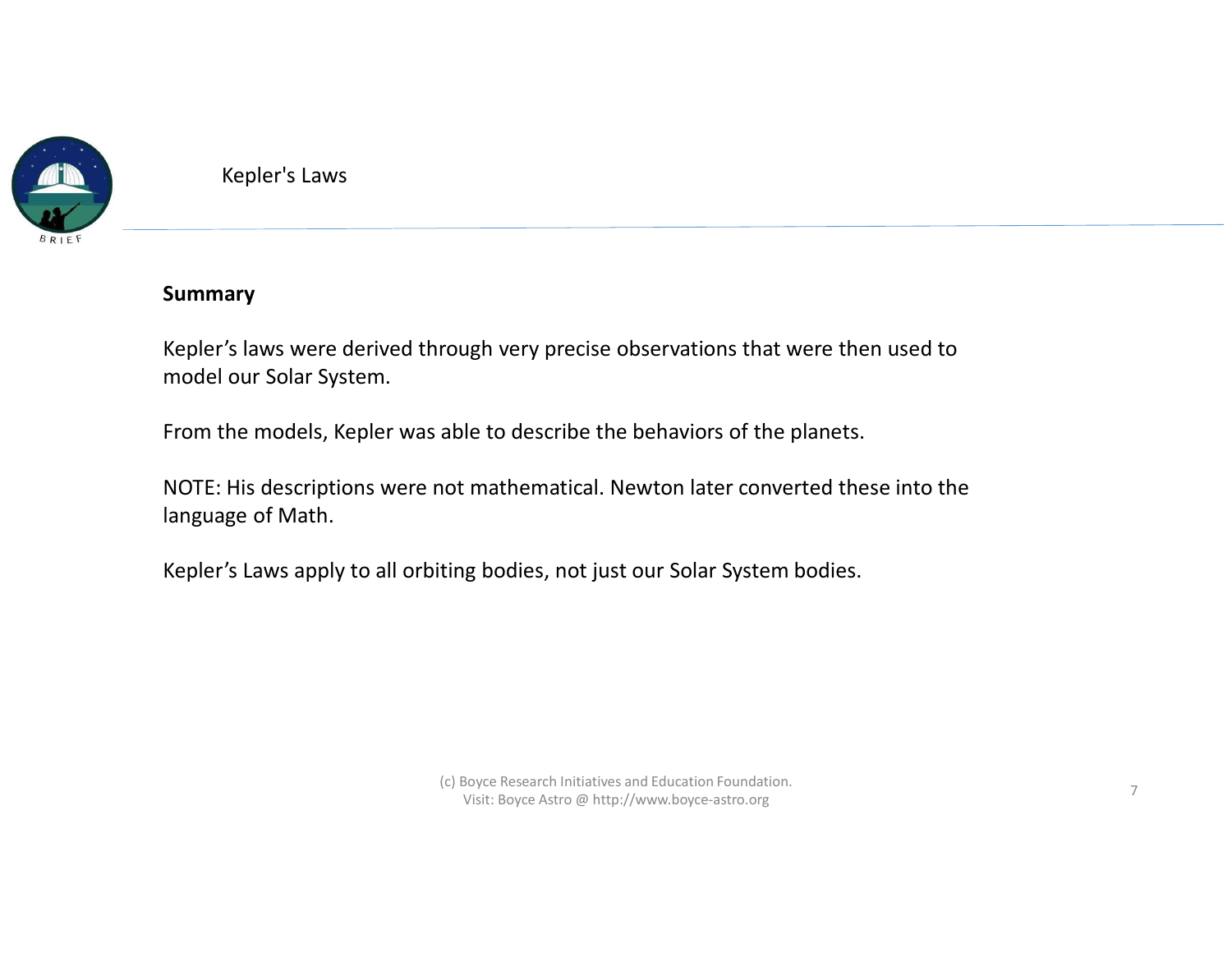# Kepler's Laws

## Summary

Kepler's laws were derived through very precise observations that were then used to model our Solar System.

From the models, Kepler was able to describe the behaviors of the planets.

NOTE: His descriptions were not mathematical. Newton later converted these into the language of Math.

Kepler's Laws apply to all orbiting bodies, not just our Solar System bodies.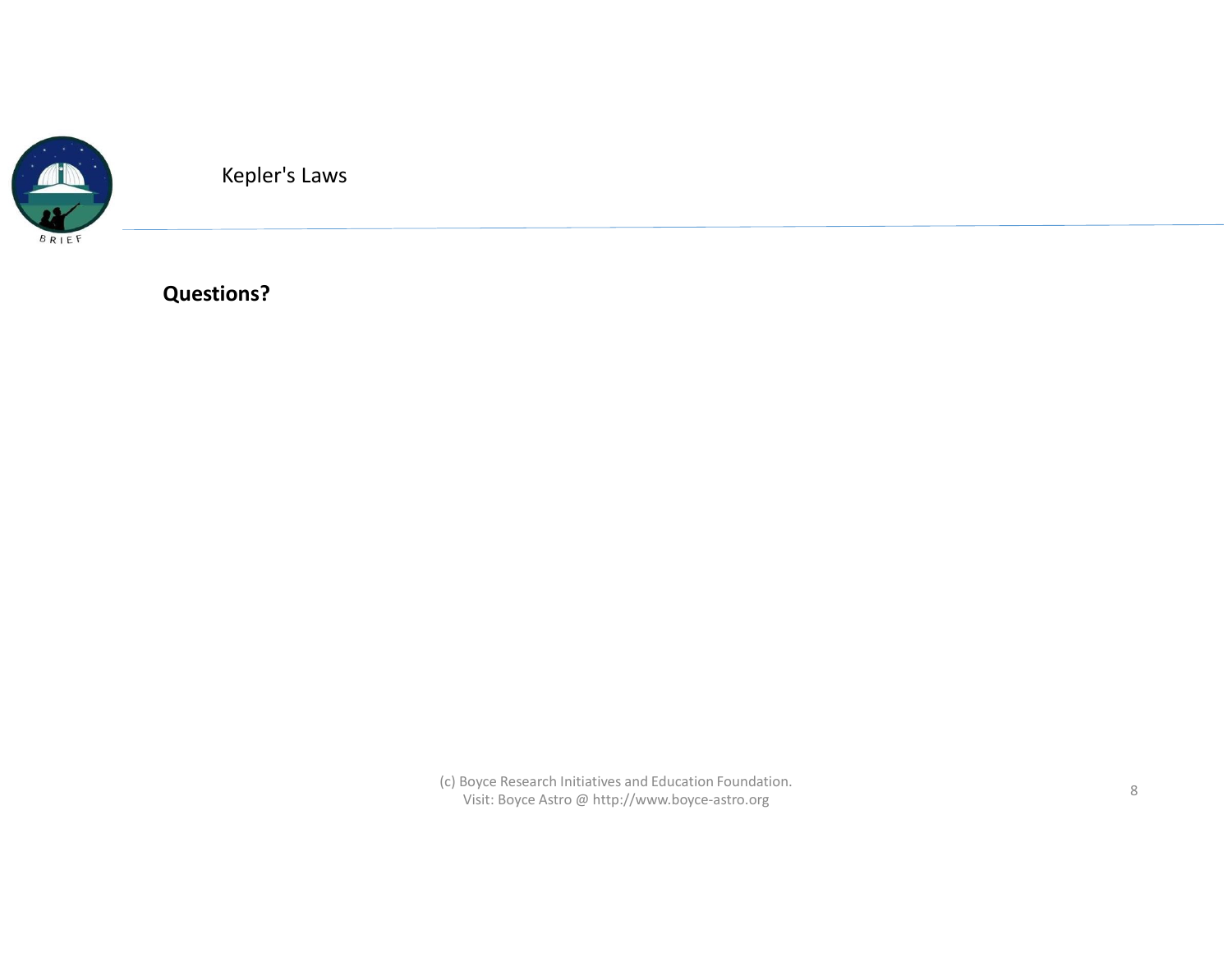Kepler's Laws

**Questions?**